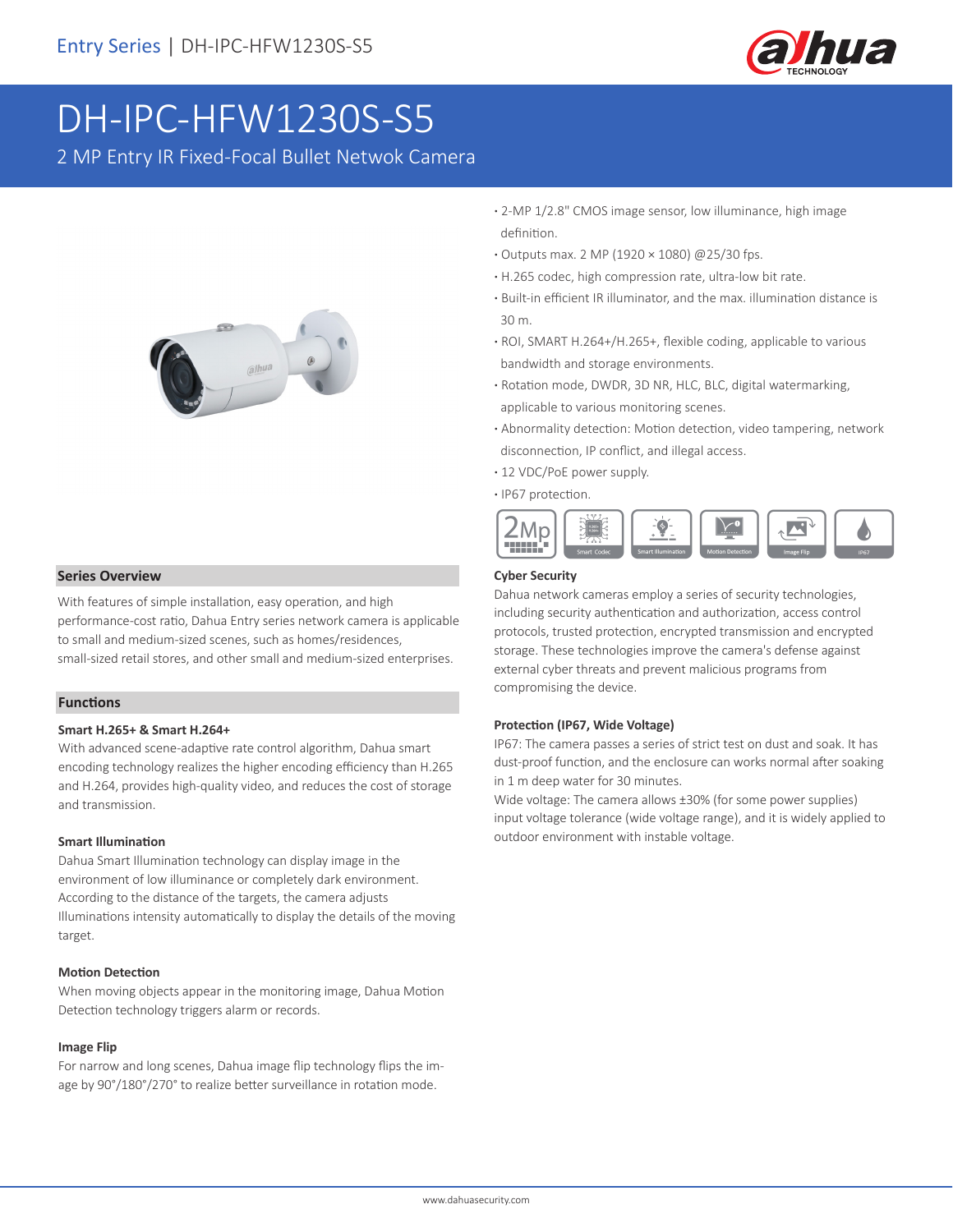# DH-IPC-HFW1230S-S5

2 MP Entry IR Fixed-Focal Bullet Netwok Camera

- 2-MP 1/2.8" CMOS image sensor, low illuminance, high image definition.
- Outputs max. 2 MP (1920 × 1080) @25/30 fps.
- H.265 codec, high compression rate, ultra-low bit rate.
- Built-in efficient IR illuminator, and the max. illumination distance is 30 m.
- ROI, SMART H.264+/H.265+, flexible coding, applicable to various bandwidth and storage environments.
- Rotation mode, DWDR, 3D NR, HLC, BLC, digital watermarking, applicable to various monitoring scenes.
- Abnormality detection: Motion detection, video tampering, network disconnection, IP conflict, and illegal access.
- 12 VDC/PoE power supply.
- IP67 protection.

2Mp | Smart Codec | Smart Illumination | Motion Detection | Image Flip | IP67

## Series Overview

With features of simple installation, easy operation, and high performance-cost ratio, Dahua Entry series network camera is applicable to small and medium-sized scenes, such as homes/residences, small-sized retail stores, and other small and medium-sized enterprises.

## Functions

### Smart H.265+ & Smart H.264+

With advanced scene-adaptive rate control algorithm, Dahua smart encoding technology realizes the higher encoding efficiency than H.265 and H.264, provides high-quality video, and reduces the cost of storage and transmission.

### Smart Illumination

Dahua Smart Illumination technology can display image in the environment of low illuminance or completely dark environment. According to the distance of the targets, the camera adjusts Illuminations intensity automatically to display the details of the moving target.

### Motion Detection

When moving objects appear in the monitoring image, Dahua Motion Detection technology triggers alarm or records.

### Image Flip

For narrow and long scenes, Dahua image flip technology flips the image by 90°/180°/270° to realize better surveillance in rotation mode.

### Cyber Security

Dahua network cameras employ a series of security technologies, including security authentication and authorization, access control protocols, trusted protection, encrypted transmission and encrypted storage. These technologies improve the camera's defense against external cyber threats and prevent malicious programs from compromising the device.

### Protection (IP67, Wide Voltage)

IP67: The camera passes a series of strict test on dust and soak. It has dust-proof function, and the enclosure can works normal after soaking in 1 m deep water for 30 minutes.

Wide voltage: The camera allows ±30% (for some power supplies) input voltage tolerance (wide voltage range), and it is widely applied to outdoor environment with instable voltage.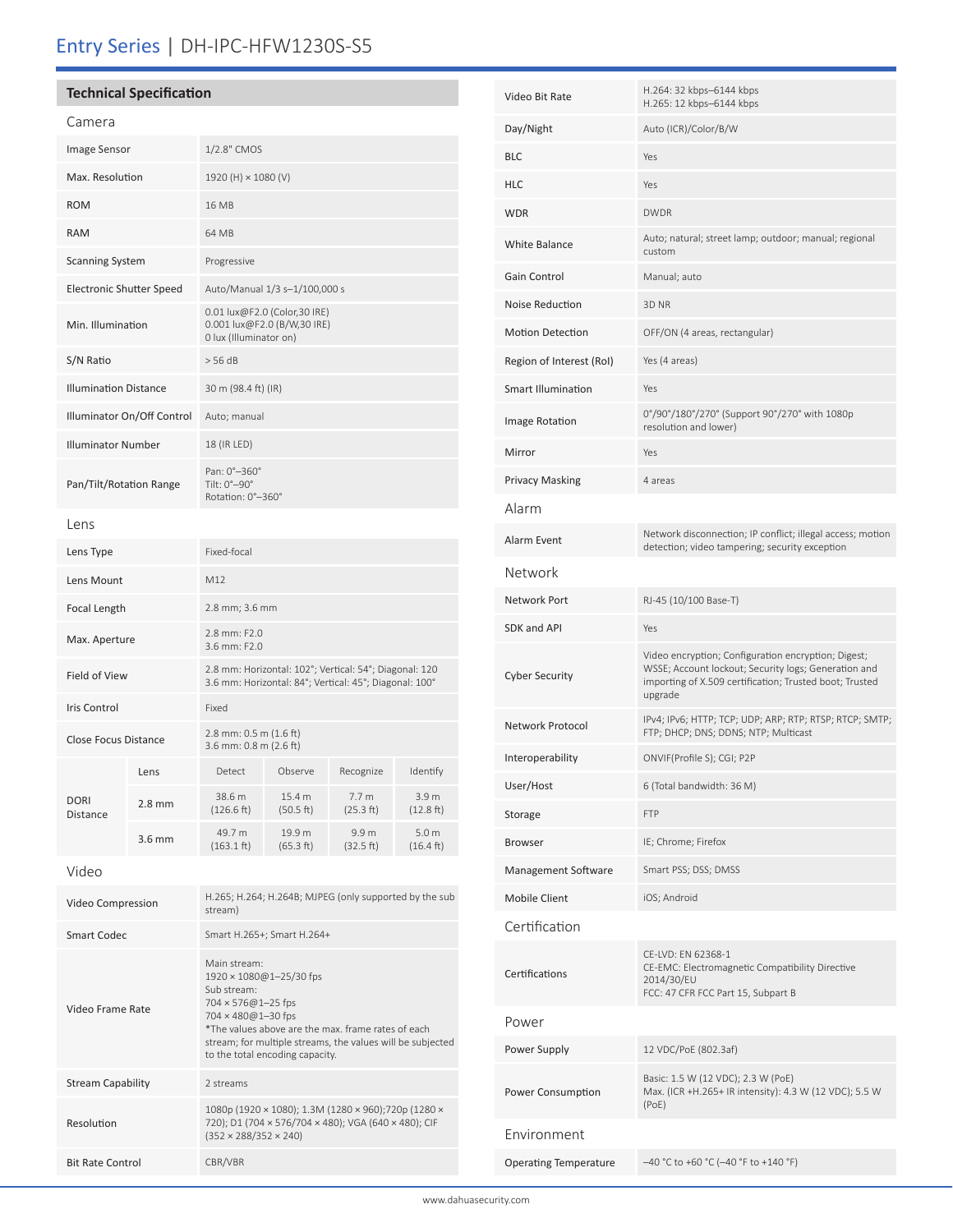# Entry Series | DH-IPC-HFW1230S-S5

## Technical Specification

### Camera

| | |
|---|---|
| Image Sensor | 1/2.8" CMOS |
| Max. Resolution | 1920 (H) × 1080 (V) |
| ROM | 16 MB |
| RAM | 64 MB |
| Scanning System | Progressive |
| Electronic Shutter Speed | Auto/Manual 1/3 s–1/100,000 s |
| Min. Illumination | 0.01 lux@F2.0 (Color,30 IRE)<br>0.001 lux@F2.0 (B/W,30 IRE)<br>0 lux (Illuminator on) |
| S/N Ratio | > 56 dB |
| Illumination Distance | 30 m (98.4 ft) (IR) |
| Illuminator On/Off Control | Auto; manual |
| Illuminator Number | 18 (IR LED) |
| Pan/Tilt/Rotation Range | Pan: 0°–360°<br>Tilt: 0°–90°<br>Rotation: 0°–360° |

### Lens

| | |
|---|---|
| Lens Type | Fixed-focal |
| Lens Mount | M12 |
| Focal Length | 2.8 mm; 3.6 mm |
| Max. Aperture | 2.8 mm: F2.0<br>3.6 mm: F2.0 |
| Field of View | 2.8 mm: Horizontal: 102°; Vertical: 54°; Diagonal: 120<br>3.6 mm: Horizontal: 84°; Vertical: 45°; Diagonal: 100° |
| Iris Control | Fixed |
| Close Focus Distance | 2.8 mm: 0.5 m (1.6 ft)<br>3.6 mm: 0.8 m (2.6 ft) |

| DORI Distance | Lens | Detect | Observe | Recognize | Identify |
|---|---|---|---|---|---|
| | 2.8 mm | 38.6 m (126.6 ft) | 15.4 m (50.5 ft) | 7.7 m (25.3 ft) | 3.9 m (12.8 ft) |
| | 3.6 mm | 49.7 m (163.1 ft) | 19.9 m (65.3 ft) | 9.9 m (32.5 ft) | 5.0 m (16.4 ft) |

### Video

| | |
|---|---|
| Video Compression | H.265; H.264; H.264B; MJPEG (only supported by the sub stream) |
| Smart Codec | Smart H.265+; Smart H.264+ |
| Video Frame Rate | Main stream:<br>1920 × 1080@1–25/30 fps<br>Sub stream:<br>704 × 576@1–25 fps<br>704 × 480@1–30 fps<br>*The values above are the max. frame rates of each stream; for multiple streams, the values will be subjected to the total encoding capacity. |
| Stream Capability | 2 streams |
| Resolution | 1080p (1920 × 1080); 1.3M (1280 × 960);720p (1280 × 720); D1 (704 × 576/704 × 480); VGA (640 × 480); CIF (352 × 288/352 × 240) |
| Bit Rate Control | CBR/VBR |
| Video Bit Rate | H.264: 32 kbps–6144 kbps<br>H.265: 12 kbps–6144 kbps |
| Day/Night | Auto (ICR)/Color/B/W |
| BLC | Yes |
| HLC | Yes |
| WDR | DWDR |
| White Balance | Auto; natural; street lamp; outdoor; manual; regional custom |
| Gain Control | Manual; auto |
| Noise Reduction | 3D NR |
| Motion Detection | OFF/ON (4 areas, rectangular) |
| Region of Interest (RoI) | Yes (4 areas) |
| Smart Illumination | Yes |
| Image Rotation | 0°/90°/180°/270° (Support 90°/270° with 1080p resolution and lower) |
| Mirror | Yes |
| Privacy Masking | 4 areas |

### Alarm

| | |
|---|---|
| Alarm Event | Network disconnection; IP conflict; illegal access; motion detection; video tampering; security exception |

### Network

| | |
|---|---|
| Network Port | RJ-45 (10/100 Base-T) |
| SDK and API | Yes |
| Cyber Security | Video encryption; Configuration encryption; Digest; WSSE; Account lockout; Security logs; Generation and importing of X.509 certification; Trusted boot; Trusted upgrade |
| Network Protocol | IPv4; IPv6; HTTP; TCP; UDP; ARP; RTP; RTSP; RTCP; SMTP; FTP; DHCP; DNS; DDNS; NTP; Multicast |
| Interoperability | ONVIF(Profile S); CGI; P2P |
| User/Host | 6 (Total bandwidth: 36 M) |
| Storage | FTP |
| Browser | IE; Chrome; Firefox |
| Management Software | Smart PSS; DSS; DMSS |
| Mobile Client | iOS; Android |

### Certification

| | |
|---|---|
| Certifications | CE-LVD: EN 62368-1<br>CE-EMC: Electromagnetic Compatibility Directive 2014/30/EU<br>FCC: 47 CFR FCC Part 15, Subpart B |

### Power

| | |
|---|---|
| Power Supply | 12 VDC/PoE (802.3af) |
| Power Consumption | Basic: 1.5 W (12 VDC); 2.3 W (PoE)<br>Max. (ICR +H.265+ IR intensity): 4.3 W (12 VDC); 5.5 W (PoE) |

### Environment

| | |
|---|---|
| Operating Temperature | –40 °C to +60 °C (–40 °F to +140 °F) |

www.dahuasecurity.com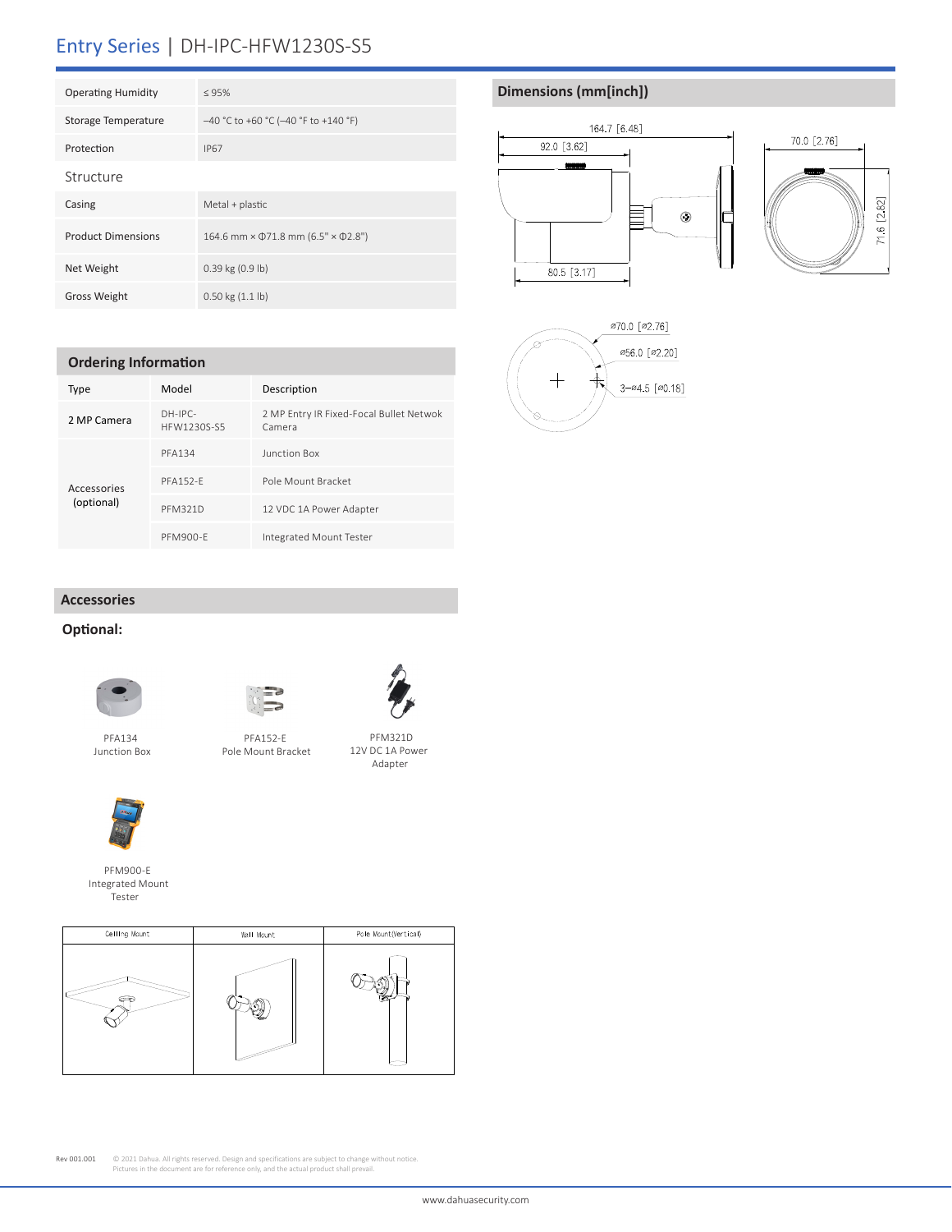## Entry Series | DH-IPC-HFW1230S-S5

| | |
|---|---|
| Operating Humidity | ≤ 95% |
| Storage Temperature | –40 °C to +60 °C (–40 °F to +140 °F) |
| Protection | IP67 |
| **Structure** | |
| Casing | Metal + plastic |
| Product Dimensions | 164.6 mm × Φ71.8 mm (6.5" × Φ2.8") |
| Net Weight | 0.39 kg (0.9 lb) |
| Gross Weight | 0.50 kg (1.1 lb) |

## Ordering Information

| Type | Model | Description |
|---|---|---|
| 2 MP Camera | DH-IPC-HFW1230S-S5 | 2 MP Entry IR Fixed-Focal Bullet Netwok Camera |
| Accessories (optional) | PFA134 | Junction Box |
| | PFA152-E | Pole Mount Bracket |
| | PFM321D | 12 VDC 1A Power Adapter |
| | PFM900-E | Integrated Mount Tester |

## Accessories

### Optional:

PFA134
Junction Box

PFA152-E
Pole Mount Bracket

PFM321D
12V DC 1A Power Adapter

PFM900-E
Integrated Mount Tester

Ceiling Mount

Wall Mount

Pole Mount(Vertical)

## Dimensions (mm[inch])

164.7 [6.48]
92.0 [3.62]
80.5 [3.17]
70.0 [2.76]
71.6 [2.82]

Ø70.0 [Ø2.76]
Ø56.0 [Ø2.20]
3−Ø4.5 [Ø0.18]

Rev 001.001 © 2021 Dahua. All rights reserved. Design and specifications are subject to change without notice.
Pictures in the document are for reference only, and the actual product shall prevail.

www.dahuasecurity.com